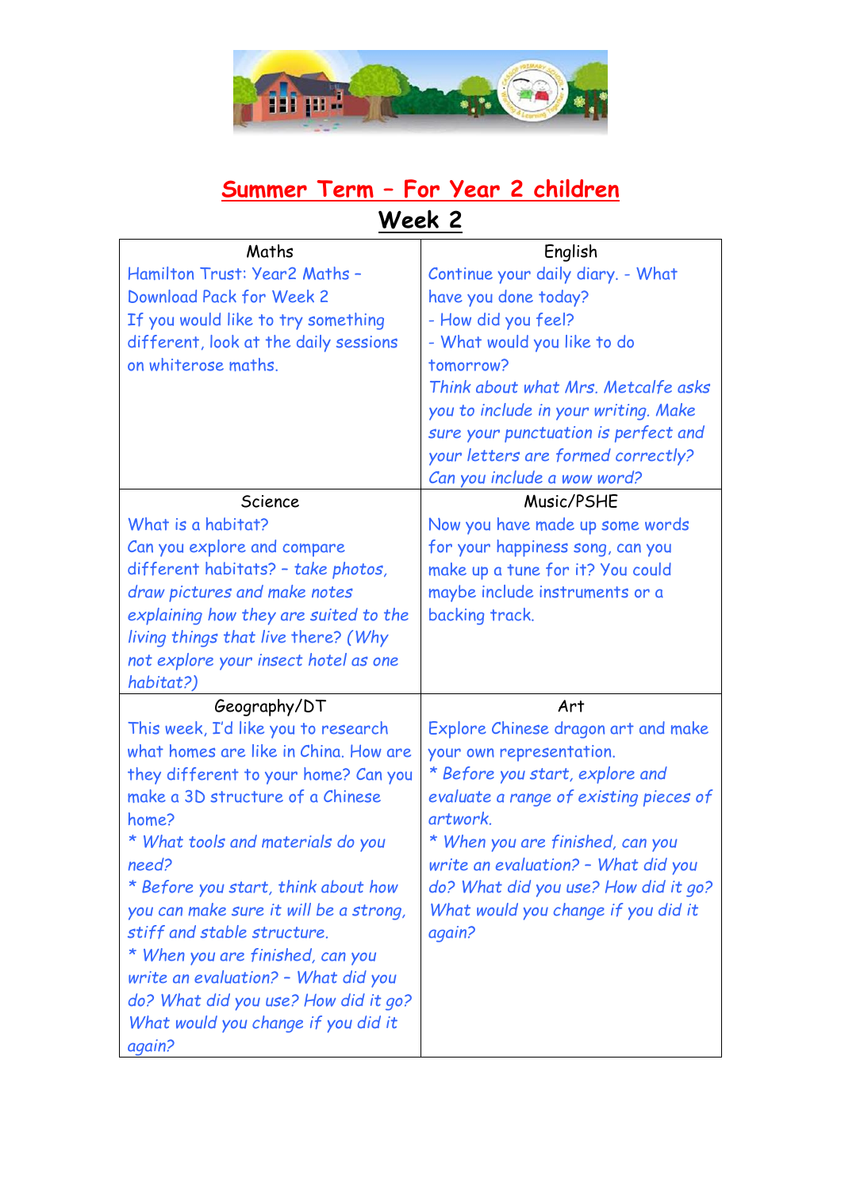# Summer Term – For Year 2 children

## Week 2

| Maths | English |
|---|---|
| Hamilton Trust: Year2 Maths – Download Pack for Week 2<br>If you would like to try something different, look at the daily sessions on whiterose maths. | Continue your daily diary. - What have you done today?<br>- How did you feel?<br>- What would you like to do tomorrow?<br>*Think about what Mrs. Metcalfe asks you to include in your writing. Make sure your punctuation is perfect and your letters are formed correctly? Can you include a wow word?* |
| **Science** | **Music/PSHE** |
| What is a habitat?<br>Can you explore and compare different habitats? – *take photos, draw pictures and make notes explaining how they are suited to the living things that live there? (Why not explore your insect hotel as one habitat?)* | Now you have made up some words for your happiness song, can you make up a tune for it? You could maybe include instruments or a backing track. |
| **Geography/DT** | **Art** |
| This week, I'd like you to research what homes are like in China. How are they different to your home? Can you make a 3D structure of a Chinese home?<br>*\* What tools and materials do you need?*<br>*\* Before you start, think about how you can make sure it will be a strong, stiff and stable structure.*<br>*\* When you are finished, can you write an evaluation? – What did you do? What did you use? How did it go? What would you change if you did it again?* | Explore Chinese dragon art and make your own representation.<br>*\* Before you start, explore and evaluate a range of existing pieces of artwork.*<br>*\* When you are finished, can you write an evaluation? – What did you do? What did you use? How did it go? What would you change if you did it again?* |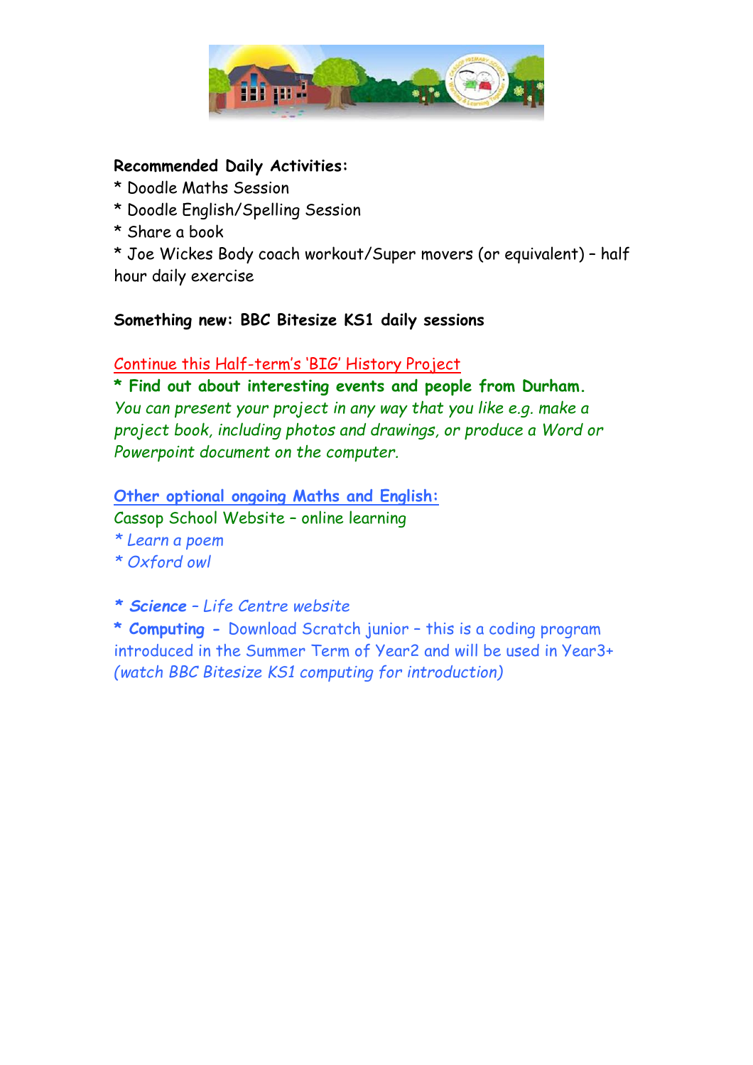**Recommended Daily Activities:**

* Doodle Maths Session
* Doodle English/Spelling Session
* Share a book
* Joe Wickes Body coach workout/Super movers (or equivalent) – half hour daily exercise

**Something new: BBC Bitesize KS1 daily sessions**

<u>Continue this Half-term's 'BIG' History Project</u>

**\* Find out about interesting events and people from Durham.**

*You can present your project in any way that you like e.g. make a project book, including photos and drawings, or produce a Word or Powerpoint document on the computer.*

<u>**Other optional ongoing Maths and English:**</u>

Cassop School Website – online learning

*\* Learn a poem*

*\* Oxford owl*

***\* Science*** – *Life Centre website*

**\* Computing** - Download Scratch junior – this is a coding program introduced in the Summer Term of Year2 and will be used in Year3+ *(watch BBC Bitesize KS1 computing for introduction)*